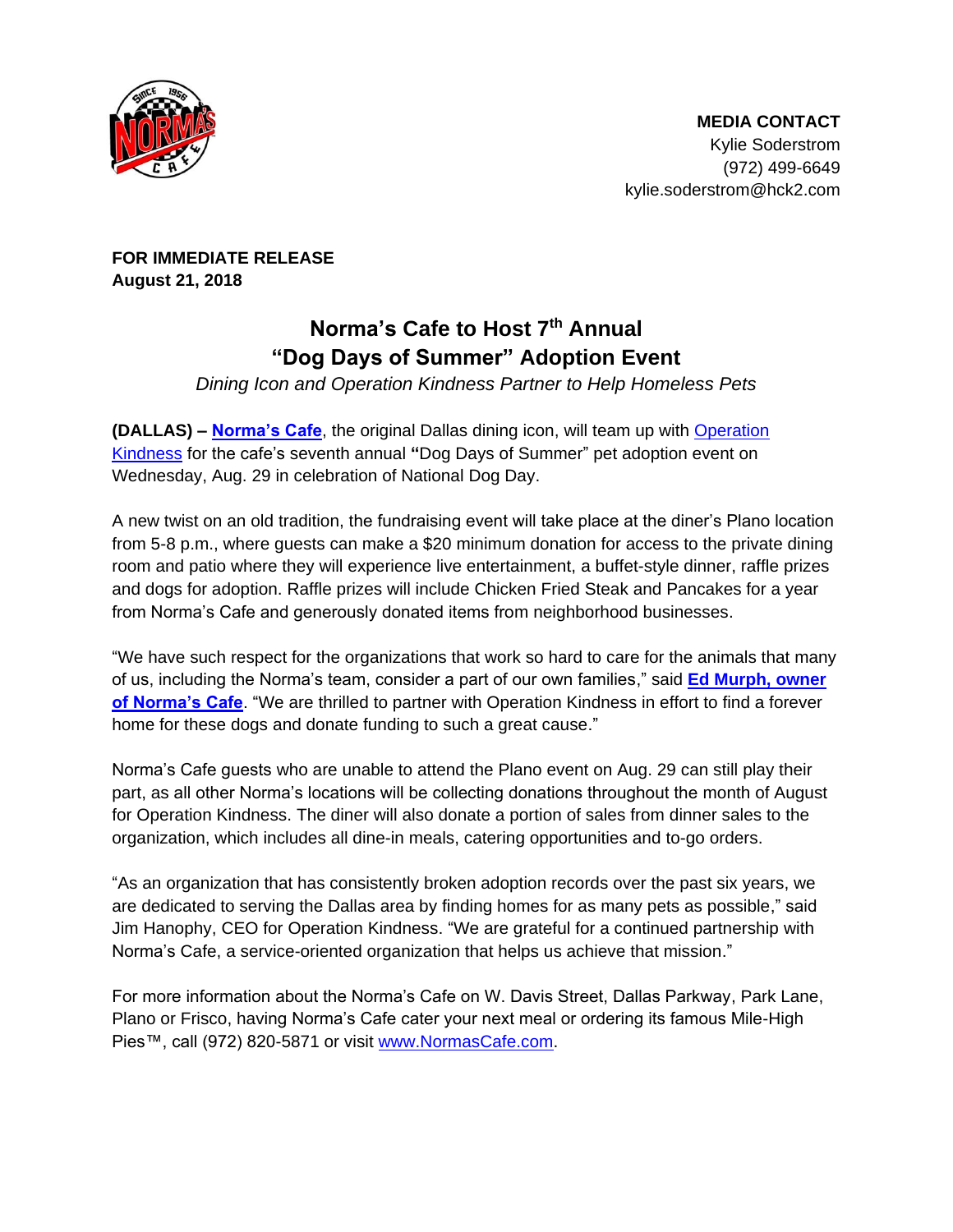**MEDIA CONTACT**
Kylie Soderstrom
(972) 499-6649
kylie.soderstrom@hck2.com

**FOR IMMEDIATE RELEASE**
**August 21, 2018**

# Norma's Cafe to Host 7th Annual "Dog Days of Summer" Adoption Event

*Dining Icon and Operation Kindness Partner to Help Homeless Pets*

**(DALLAS) – Norma's Cafe**, the original Dallas dining icon, will team up with Operation Kindness for the cafe's seventh annual **"**Dog Days of Summer" pet adoption event on Wednesday, Aug. 29 in celebration of National Dog Day.

A new twist on an old tradition, the fundraising event will take place at the diner's Plano location from 5-8 p.m., where guests can make a $20 minimum donation for access to the private dining room and patio where they will experience live entertainment, a buffet-style dinner, raffle prizes and dogs for adoption. Raffle prizes will include Chicken Fried Steak and Pancakes for a year from Norma's Cafe and generously donated items from neighborhood businesses.

"We have such respect for the organizations that work so hard to care for the animals that many of us, including the Norma's team, consider a part of our own families," said **Ed Murph, owner of Norma's Cafe**. "We are thrilled to partner with Operation Kindness in effort to find a forever home for these dogs and donate funding to such a great cause."

Norma's Cafe guests who are unable to attend the Plano event on Aug. 29 can still play their part, as all other Norma's locations will be collecting donations throughout the month of August for Operation Kindness. The diner will also donate a portion of sales from dinner sales to the organization, which includes all dine-in meals, catering opportunities and to-go orders.

"As an organization that has consistently broken adoption records over the past six years, we are dedicated to serving the Dallas area by finding homes for as many pets as possible," said Jim Hanophy, CEO for Operation Kindness. "We are grateful for a continued partnership with Norma's Cafe, a service-oriented organization that helps us achieve that mission."

For more information about the Norma's Cafe on W. Davis Street, Dallas Parkway, Park Lane, Plano or Frisco, having Norma's Cafe cater your next meal or ordering its famous Mile-High Pies™, call (972) 820-5871 or visit www.NormasCafe.com.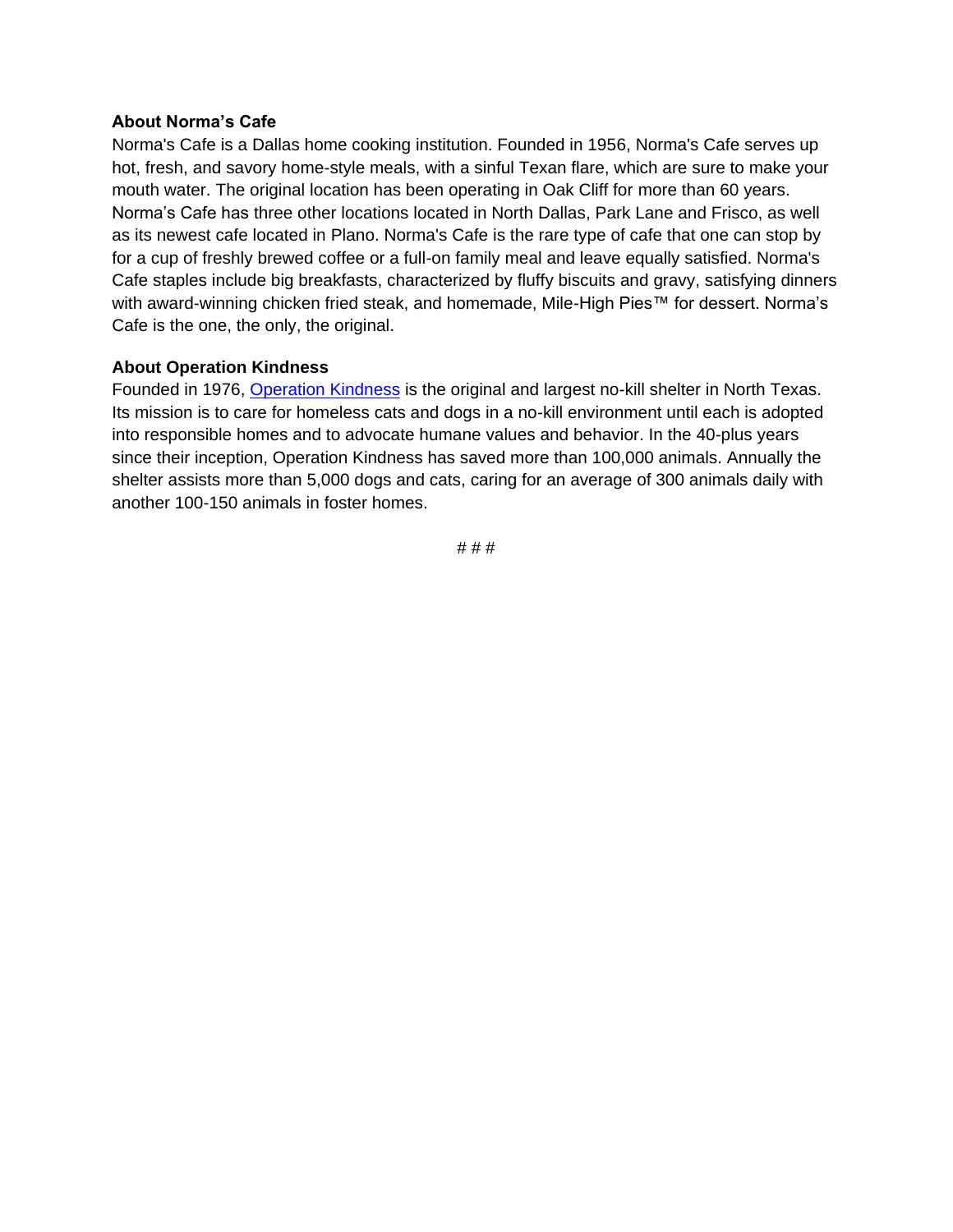**About Norma's Cafe**

Norma's Cafe is a Dallas home cooking institution. Founded in 1956, Norma's Cafe serves up hot, fresh, and savory home-style meals, with a sinful Texan flare, which are sure to make your mouth water. The original location has been operating in Oak Cliff for more than 60 years. Norma's Cafe has three other locations located in North Dallas, Park Lane and Frisco, as well as its newest cafe located in Plano. Norma's Cafe is the rare type of cafe that one can stop by for a cup of freshly brewed coffee or a full-on family meal and leave equally satisfied. Norma's Cafe staples include big breakfasts, characterized by fluffy biscuits and gravy, satisfying dinners with award-winning chicken fried steak, and homemade, Mile-High Pies™ for dessert. Norma's Cafe is the one, the only, the original.

**About Operation Kindness**

Founded in 1976, Operation Kindness is the original and largest no-kill shelter in North Texas. Its mission is to care for homeless cats and dogs in a no-kill environment until each is adopted into responsible homes and to advocate humane values and behavior. In the 40-plus years since their inception, Operation Kindness has saved more than 100,000 animals. Annually the shelter assists more than 5,000 dogs and cats, caring for an average of 300 animals daily with another 100-150 animals in foster homes.

# # #